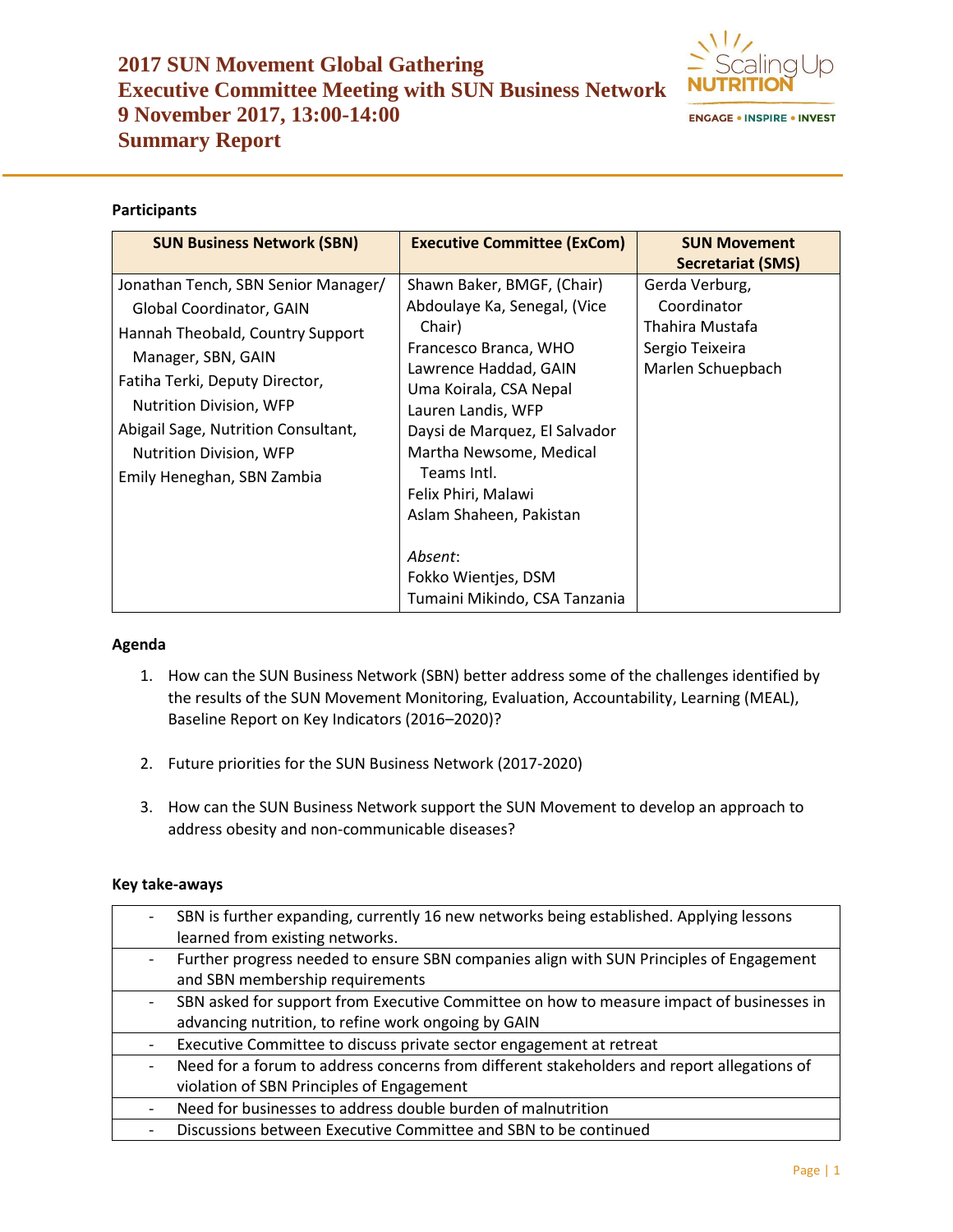# 2017 SUN Movement Global Gathering
# Executive Committee Meeting with SUN Business Network
# 9 November 2017, 13:00-14:00
# Summary Report

**Participants**

| SUN Business Network (SBN) | Executive Committee (ExCom) | SUN Movement Secretariat (SMS) |
|---|---|---|
| Jonathan Tench, SBN Senior Manager/ Global Coordinator, GAIN<br>Hannah Theobald, Country Support Manager, SBN, GAIN<br>Fatiha Terki, Deputy Director, Nutrition Division, WFP<br>Abigail Sage, Nutrition Consultant, Nutrition Division, WFP<br>Emily Heneghan, SBN Zambia | Shawn Baker, BMGF, (Chair)<br>Abdoulaye Ka, Senegal, (Vice Chair)<br>Francesco Branca, WHO<br>Lawrence Haddad, GAIN<br>Uma Koirala, CSA Nepal<br>Lauren Landis, WFP<br>Daysi de Marquez, El Salvador<br>Martha Newsome, Medical Teams Intl.<br>Felix Phiri, Malawi<br>Aslam Shaheen, Pakistan<br><br>*Absent*:<br>Fokko Wientjes, DSM<br>Tumaini Mikindo, CSA Tanzania | Gerda Verburg, Coordinator<br>Thahira Mustafa<br>Sergio Teixeira<br>Marlen Schuepbach |

**Agenda**

1. How can the SUN Business Network (SBN) better address some of the challenges identified by the results of the SUN Movement Monitoring, Evaluation, Accountability, Learning (MEAL), Baseline Report on Key Indicators (2016–2020)?

2. Future priorities for the SUN Business Network (2017-2020)

3. How can the SUN Business Network support the SUN Movement to develop an approach to address obesity and non-communicable diseases?

**Key take-aways**

| | |
|---|---|
| - | SBN is further expanding, currently 16 new networks being established. Applying lessons learned from existing networks. |
| - | Further progress needed to ensure SBN companies align with SUN Principles of Engagement and SBN membership requirements |
| - | SBN asked for support from Executive Committee on how to measure impact of businesses in advancing nutrition, to refine work ongoing by GAIN |
| - | Executive Committee to discuss private sector engagement at retreat |
| - | Need for a forum to address concerns from different stakeholders and report allegations of violation of SBN Principles of Engagement |
| - | Need for businesses to address double burden of malnutrition |
| - | Discussions between Executive Committee and SBN to be continued |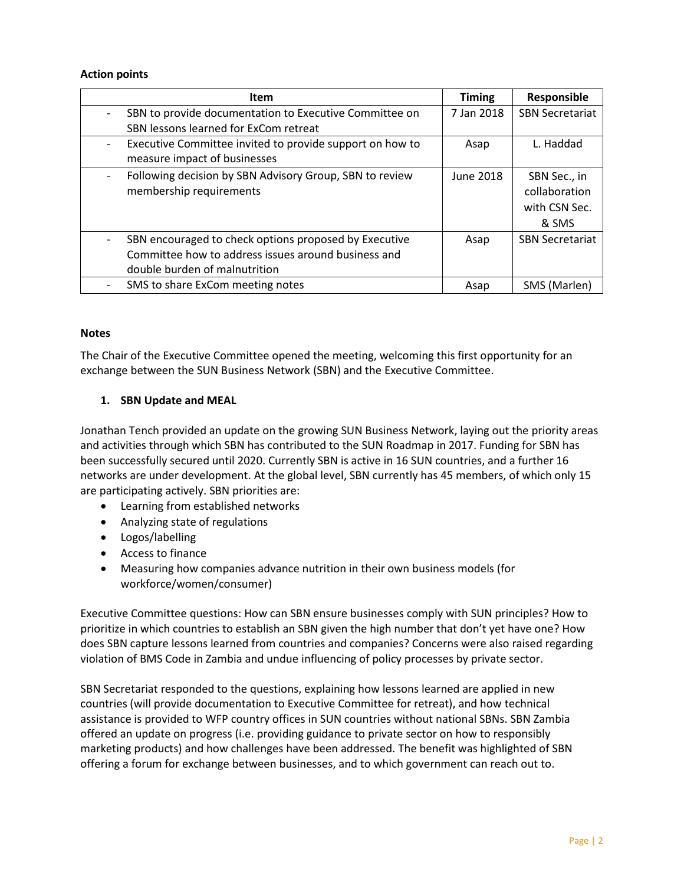**Action points**

| Item | Timing | Responsible |
|---|---|---|
| - SBN to provide documentation to Executive Committee on SBN lessons learned for ExCom retreat | 7 Jan 2018 | SBN Secretariat |
| - Executive Committee invited to provide support on how to measure impact of businesses | Asap | L. Haddad |
| - Following decision by SBN Advisory Group, SBN to review membership requirements | June 2018 | SBN Sec., in collaboration with CSN Sec. & SMS |
| - SBN encouraged to check options proposed by Executive Committee how to address issues around business and double burden of malnutrition | Asap | SBN Secretariat |
| - SMS to share ExCom meeting notes | Asap | SMS (Marlen) |

**Notes**

The Chair of the Executive Committee opened the meeting, welcoming this first opportunity for an exchange between the SUN Business Network (SBN) and the Executive Committee.

1. **SBN Update and MEAL**

Jonathan Tench provided an update on the growing SUN Business Network, laying out the priority areas and activities through which SBN has contributed to the SUN Roadmap in 2017. Funding for SBN has been successfully secured until 2020. Currently SBN is active in 16 SUN countries, and a further 16 networks are under development. At the global level, SBN currently has 45 members, of which only 15 are participating actively. SBN priorities are:

- Learning from established networks
- Analyzing state of regulations
- Logos/labelling
- Access to finance
- Measuring how companies advance nutrition in their own business models (for workforce/women/consumer)

Executive Committee questions: How can SBN ensure businesses comply with SUN principles? How to prioritize in which countries to establish an SBN given the high number that don't yet have one? How does SBN capture lessons learned from countries and companies? Concerns were also raised regarding violation of BMS Code in Zambia and undue influencing of policy processes by private sector.

SBN Secretariat responded to the questions, explaining how lessons learned are applied in new countries (will provide documentation to Executive Committee for retreat), and how technical assistance is provided to WFP country offices in SUN countries without national SBNs. SBN Zambia offered an update on progress (i.e. providing guidance to private sector on how to responsibly marketing products) and how challenges have been addressed. The benefit was highlighted of SBN offering a forum for exchange between businesses, and to which government can reach out to.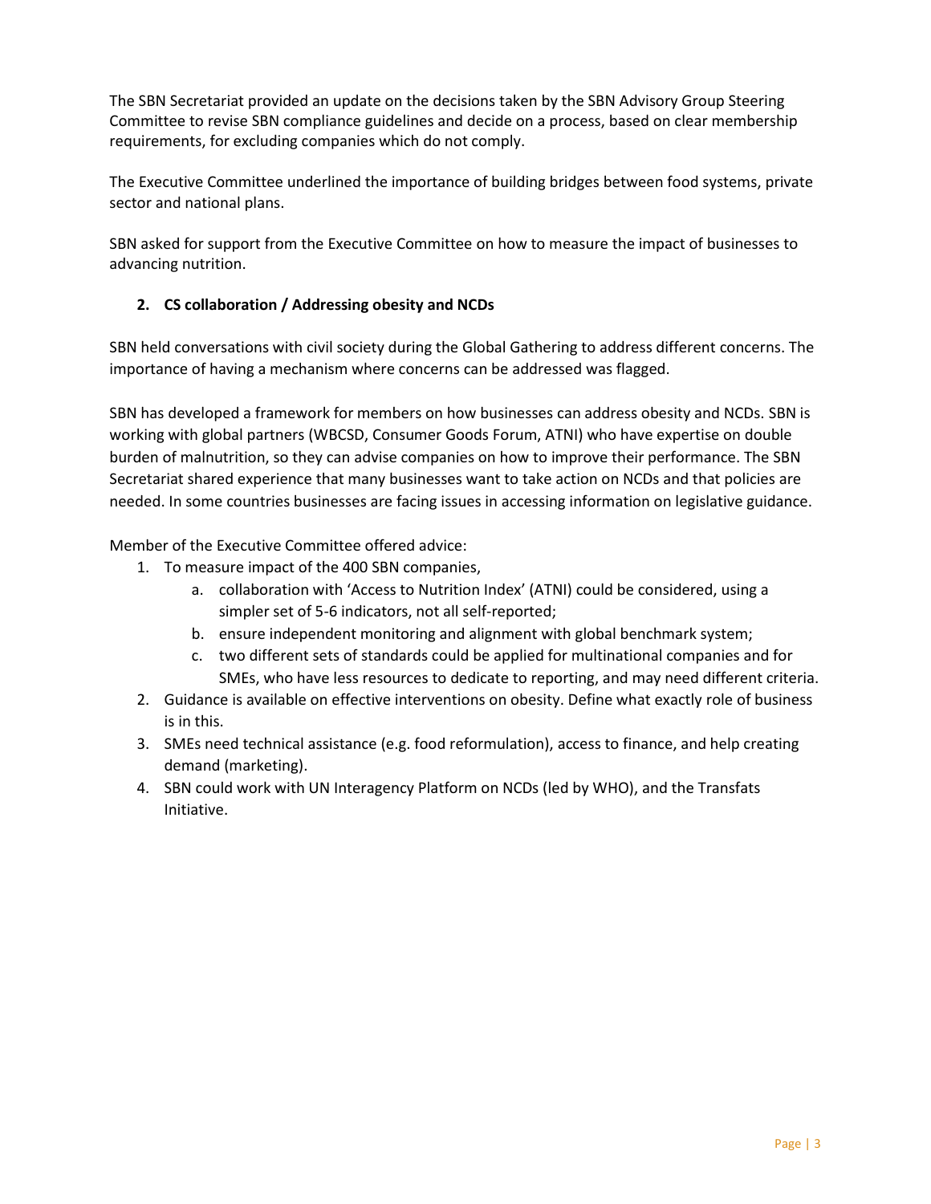The SBN Secretariat provided an update on the decisions taken by the SBN Advisory Group Steering Committee to revise SBN compliance guidelines and decide on a process, based on clear membership requirements, for excluding companies which do not comply.

The Executive Committee underlined the importance of building bridges between food systems, private sector and national plans.

SBN asked for support from the Executive Committee on how to measure the impact of businesses to advancing nutrition.

2. **CS collaboration / Addressing obesity and NCDs**

SBN held conversations with civil society during the Global Gathering to address different concerns. The importance of having a mechanism where concerns can be addressed was flagged.

SBN has developed a framework for members on how businesses can address obesity and NCDs. SBN is working with global partners (WBCSD, Consumer Goods Forum, ATNI) who have expertise on double burden of malnutrition, so they can advise companies on how to improve their performance. The SBN Secretariat shared experience that many businesses want to take action on NCDs and that policies are needed. In some countries businesses are facing issues in accessing information on legislative guidance.

Member of the Executive Committee offered advice:

1. To measure impact of the 400 SBN companies,
   a. collaboration with 'Access to Nutrition Index' (ATNI) could be considered, using a simpler set of 5-6 indicators, not all self-reported;
   b. ensure independent monitoring and alignment with global benchmark system;
   c. two different sets of standards could be applied for multinational companies and for SMEs, who have less resources to dedicate to reporting, and may need different criteria.
2. Guidance is available on effective interventions on obesity. Define what exactly role of business is in this.
3. SMEs need technical assistance (e.g. food reformulation), access to finance, and help creating demand (marketing).
4. SBN could work with UN Interagency Platform on NCDs (led by WHO), and the Transfats Initiative.